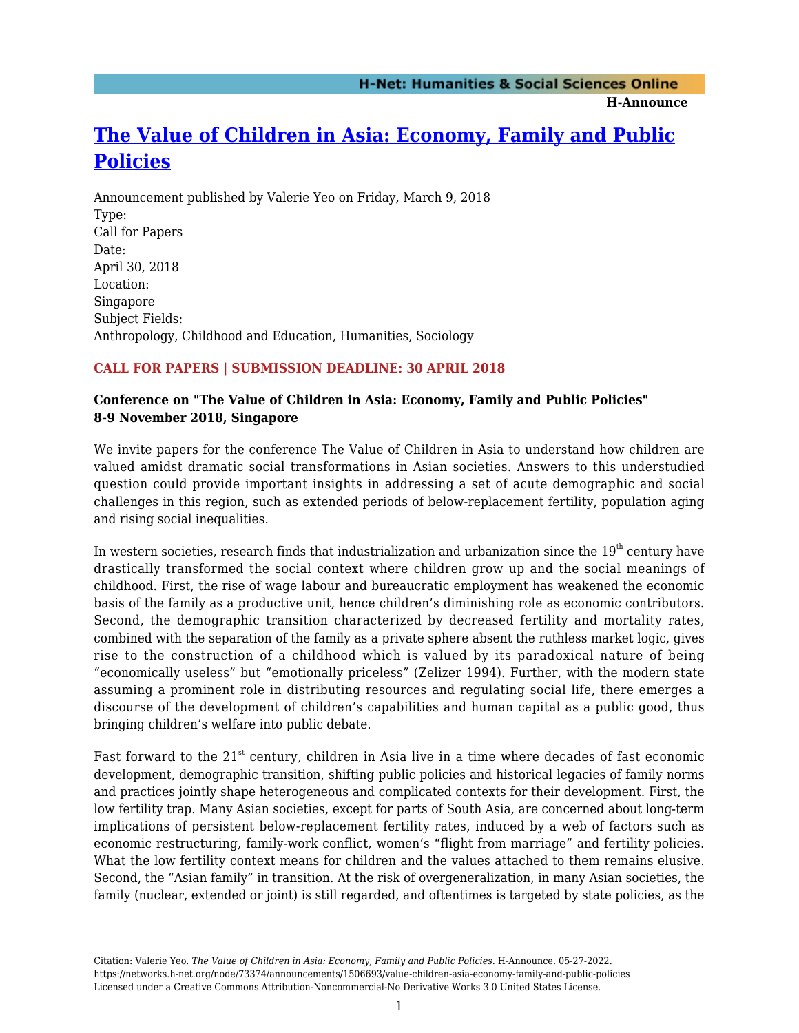# [The Value of Children in Asia: Economy, Family and Public Policies]

Announcement published by Valerie Yeo on Friday, March 9, 2018

Type:
Call for Papers

Date:
April 30, 2018

Location:
Singapore

Subject Fields:
Anthropology, Childhood and Education, Humanities, Sociology

**CALL FOR PAPERS | SUBMISSION DEADLINE: 30 APRIL 2018**

**Conference on "The Value of Children in Asia: Economy, Family and Public Policies"**
**8-9 November 2018, Singapore**

We invite papers for the conference The Value of Children in Asia to understand how children are valued amidst dramatic social transformations in Asian societies. Answers to this understudied question could provide important insights in addressing a set of acute demographic and social challenges in this region, such as extended periods of below-replacement fertility, population aging and rising social inequalities.

In western societies, research finds that industrialization and urbanization since the 19th century have drastically transformed the social context where children grow up and the social meanings of childhood. First, the rise of wage labour and bureaucratic employment has weakened the economic basis of the family as a productive unit, hence children's diminishing role as economic contributors. Second, the demographic transition characterized by decreased fertility and mortality rates, combined with the separation of the family as a private sphere absent the ruthless market logic, gives rise to the construction of a childhood which is valued by its paradoxical nature of being "economically useless" but "emotionally priceless" (Zelizer 1994). Further, with the modern state assuming a prominent role in distributing resources and regulating social life, there emerges a discourse of the development of children's capabilities and human capital as a public good, thus bringing children's welfare into public debate.

Fast forward to the 21st century, children in Asia live in a time where decades of fast economic development, demographic transition, shifting public policies and historical legacies of family norms and practices jointly shape heterogeneous and complicated contexts for their development. First, the low fertility trap. Many Asian societies, except for parts of South Asia, are concerned about long-term implications of persistent below-replacement fertility rates, induced by a web of factors such as economic restructuring, family-work conflict, women's "flight from marriage" and fertility policies. What the low fertility context means for children and the values attached to them remains elusive. Second, the "Asian family" in transition. At the risk of overgeneralization, in many Asian societies, the family (nuclear, extended or joint) is still regarded, and oftentimes is targeted by state policies, as the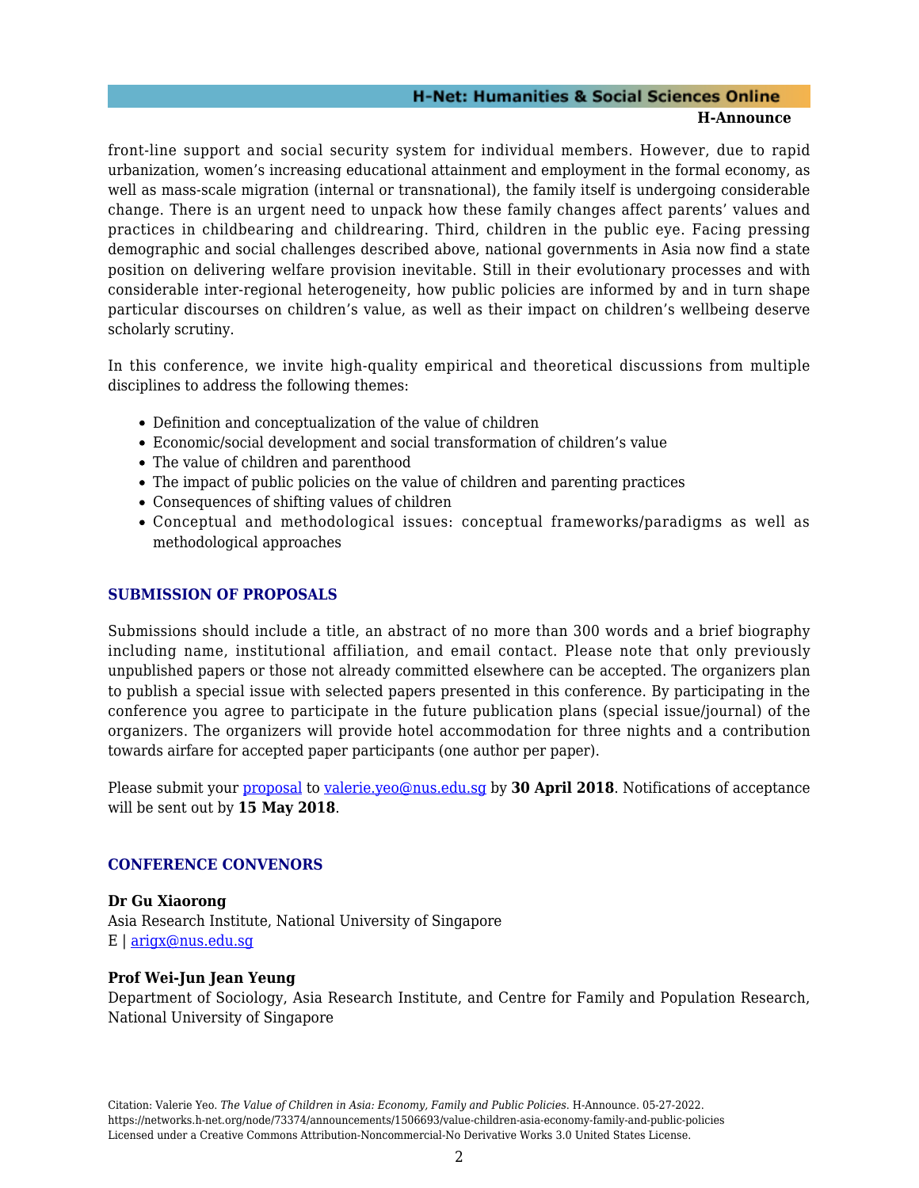front-line support and social security system for individual members. However, due to rapid urbanization, women's increasing educational attainment and employment in the formal economy, as well as mass-scale migration (internal or transnational), the family itself is undergoing considerable change. There is an urgent need to unpack how these family changes affect parents' values and practices in childbearing and childrearing. Third, children in the public eye. Facing pressing demographic and social challenges described above, national governments in Asia now find a state position on delivering welfare provision inevitable. Still in their evolutionary processes and with considerable inter-regional heterogeneity, how public policies are informed by and in turn shape particular discourses on children's value, as well as their impact on children's wellbeing deserve scholarly scrutiny.

In this conference, we invite high-quality empirical and theoretical discussions from multiple disciplines to address the following themes:

- Definition and conceptualization of the value of children
- Economic/social development and social transformation of children's value
- The value of children and parenthood
- The impact of public policies on the value of children and parenting practices
- Consequences of shifting values of children
- Conceptual and methodological issues: conceptual frameworks/paradigms as well as methodological approaches

### SUBMISSION OF PROPOSALS

Submissions should include a title, an abstract of no more than 300 words and a brief biography including name, institutional affiliation, and email contact. Please note that only previously unpublished papers or those not already committed elsewhere can be accepted. The organizers plan to publish a special issue with selected papers presented in this conference. By participating in the conference you agree to participate in the future publication plans (special issue/journal) of the organizers. The organizers will provide hotel accommodation for three nights and a contribution towards airfare for accepted paper participants (one author per paper).

Please submit your proposal to valerie.yeo@nus.edu.sg by **30 April 2018**. Notifications of acceptance will be sent out by **15 May 2018**.

### CONFERENCE CONVENORS

**Dr Gu Xiaorong**
Asia Research Institute, National University of Singapore
E | arigx@nus.edu.sg

**Prof Wei-Jun Jean Yeung**
Department of Sociology, Asia Research Institute, and Centre for Family and Population Research, National University of Singapore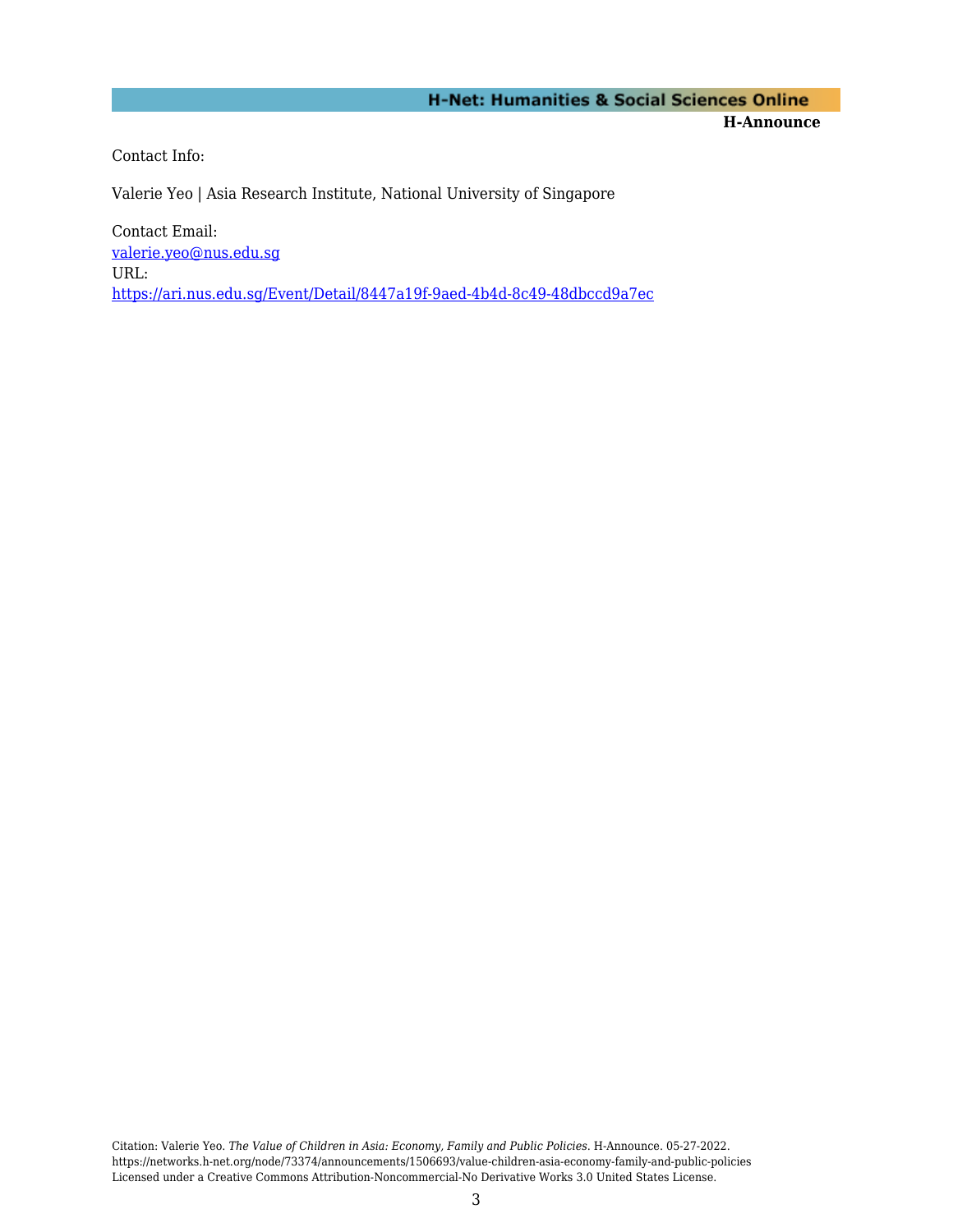Contact Info:

Valerie Yeo | Asia Research Institute, National University of Singapore

Contact Email:
[valerie.yeo@nus.edu.sg](mailto:valerie.yeo@nus.edu.sg)
URL:
[https://ari.nus.edu.sg/Event/Detail/8447a19f-9aed-4b4d-8c49-48dbccd9a7ec](https://ari.nus.edu.sg/Event/Detail/8447a19f-9aed-4b4d-8c49-48dbccd9a7ec)

Citation: Valerie Yeo. *The Value of Children in Asia: Economy, Family and Public Policies*. H-Announce. 05-27-2022.
https://networks.h-net.org/node/73374/announcements/1506693/value-children-asia-economy-family-and-public-policies
Licensed under a Creative Commons Attribution-Noncommercial-No Derivative Works 3.0 United States License.